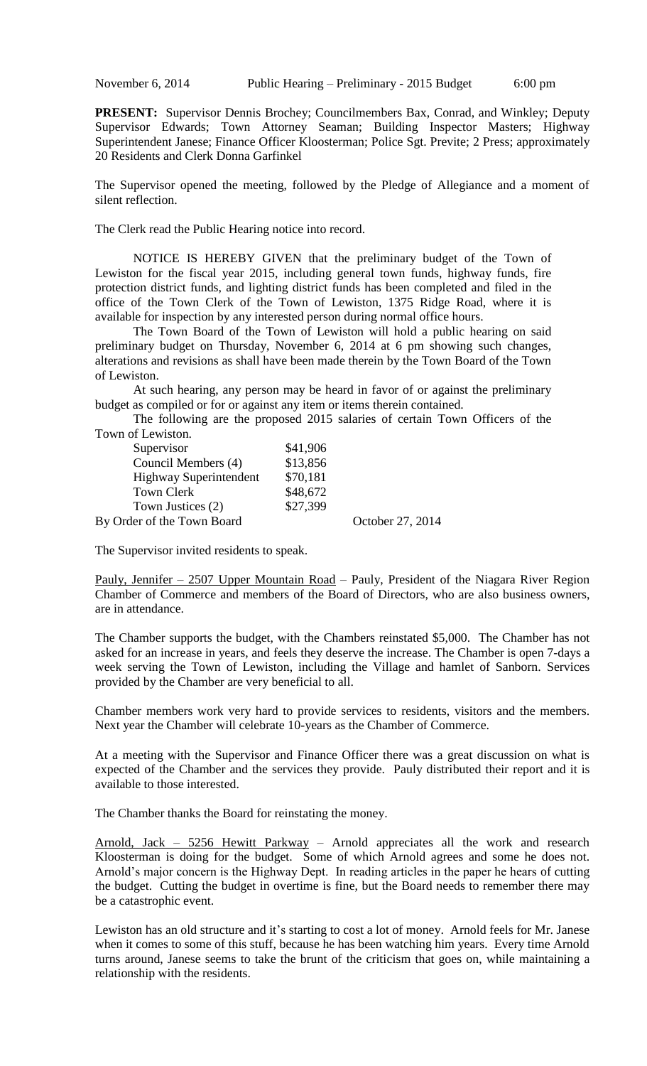November 6, 2014 Public Hearing – Preliminary - 2015 Budget 6:00 pm

**PRESENT:** Supervisor Dennis Brochey; Councilmembers Bax, Conrad, and Winkley; Deputy Supervisor Edwards; Town Attorney Seaman; Building Inspector Masters; Highway Superintendent Janese; Finance Officer Kloosterman; Police Sgt. Previte; 2 Press; approximately 20 Residents and Clerk Donna Garfinkel

The Supervisor opened the meeting, followed by the Pledge of Allegiance and a moment of silent reflection.

The Clerk read the Public Hearing notice into record.

NOTICE IS HEREBY GIVEN that the preliminary budget of the Town of Lewiston for the fiscal year 2015, including general town funds, highway funds, fire protection district funds, and lighting district funds has been completed and filed in the office of the Town Clerk of the Town of Lewiston, 1375 Ridge Road, where it is available for inspection by any interested person during normal office hours.

The Town Board of the Town of Lewiston will hold a public hearing on said preliminary budget on Thursday, November 6, 2014 at 6 pm showing such changes, alterations and revisions as shall have been made therein by the Town Board of the Town of Lewiston.

At such hearing, any person may be heard in favor of or against the preliminary budget as compiled or for or against any item or items therein contained.

The following are the proposed 2015 salaries of certain Town Officers of the Town of Lewiston.

| | |
|---|---|
| Supervisor | $41,906 |
| Council Members (4) | $13,856 |
| Highway Superintendent | $70,181 |
| Town Clerk | $48,672 |
| Town Justices (2) | $27,399 |

By Order of the Town Board October 27, 2014

The Supervisor invited residents to speak.

Pauly, Jennifer – 2507 Upper Mountain Road – Pauly, President of the Niagara River Region Chamber of Commerce and members of the Board of Directors, who are also business owners, are in attendance.

The Chamber supports the budget, with the Chambers reinstated $5,000. The Chamber has not asked for an increase in years, and feels they deserve the increase. The Chamber is open 7-days a week serving the Town of Lewiston, including the Village and hamlet of Sanborn. Services provided by the Chamber are very beneficial to all.

Chamber members work very hard to provide services to residents, visitors and the members. Next year the Chamber will celebrate 10-years as the Chamber of Commerce.

At a meeting with the Supervisor and Finance Officer there was a great discussion on what is expected of the Chamber and the services they provide. Pauly distributed their report and it is available to those interested.

The Chamber thanks the Board for reinstating the money.

Arnold, Jack – 5256 Hewitt Parkway – Arnold appreciates all the work and research Kloosterman is doing for the budget. Some of which Arnold agrees and some he does not. Arnold's major concern is the Highway Dept. In reading articles in the paper he hears of cutting the budget. Cutting the budget in overtime is fine, but the Board needs to remember there may be a catastrophic event.

Lewiston has an old structure and it's starting to cost a lot of money. Arnold feels for Mr. Janese when it comes to some of this stuff, because he has been watching him years. Every time Arnold turns around, Janese seems to take the brunt of the criticism that goes on, while maintaining a relationship with the residents.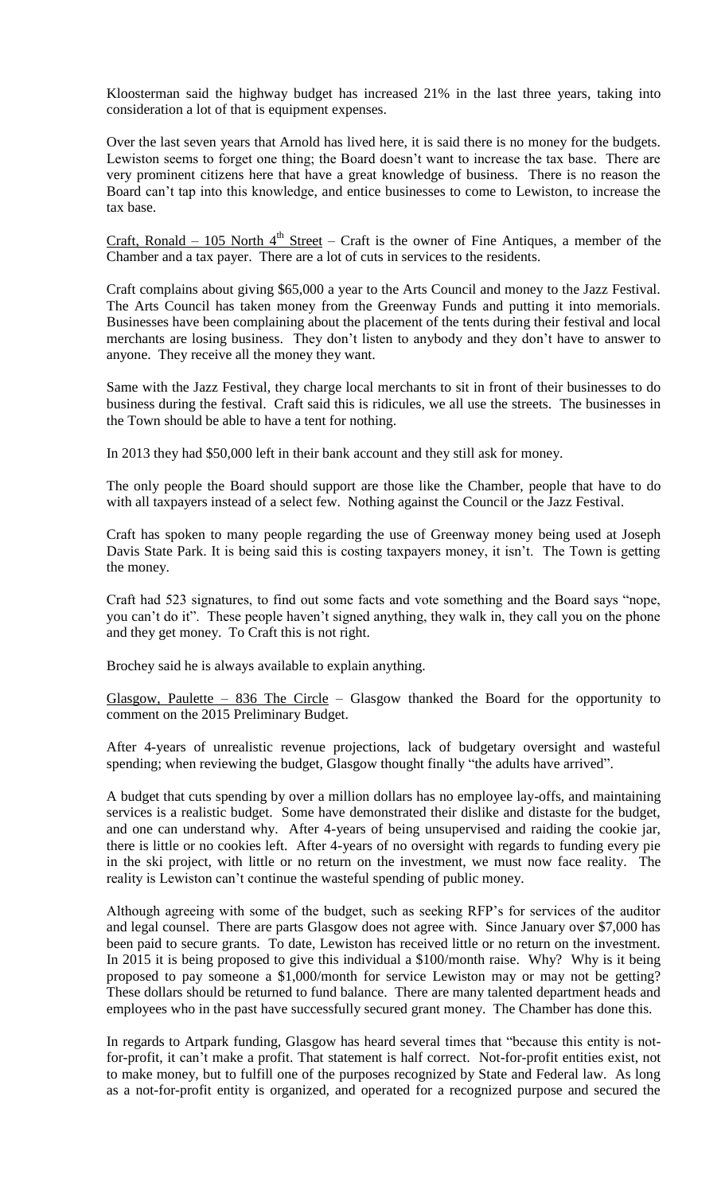Kloosterman said the highway budget has increased 21% in the last three years, taking into consideration a lot of that is equipment expenses.

Over the last seven years that Arnold has lived here, it is said there is no money for the budgets. Lewiston seems to forget one thing; the Board doesn't want to increase the tax base. There are very prominent citizens here that have a great knowledge of business. There is no reason the Board can't tap into this knowledge, and entice businesses to come to Lewiston, to increase the tax base.

Craft, Ronald – 105 North 4th Street – Craft is the owner of Fine Antiques, a member of the Chamber and a tax payer. There are a lot of cuts in services to the residents.

Craft complains about giving $65,000 a year to the Arts Council and money to the Jazz Festival. The Arts Council has taken money from the Greenway Funds and putting it into memorials. Businesses have been complaining about the placement of the tents during their festival and local merchants are losing business. They don't listen to anybody and they don't have to answer to anyone. They receive all the money they want.

Same with the Jazz Festival, they charge local merchants to sit in front of their businesses to do business during the festival. Craft said this is ridicules, we all use the streets. The businesses in the Town should be able to have a tent for nothing.

In 2013 they had $50,000 left in their bank account and they still ask for money.

The only people the Board should support are those like the Chamber, people that have to do with all taxpayers instead of a select few. Nothing against the Council or the Jazz Festival.

Craft has spoken to many people regarding the use of Greenway money being used at Joseph Davis State Park. It is being said this is costing taxpayers money, it isn't. The Town is getting the money.

Craft had 523 signatures, to find out some facts and vote something and the Board says "nope, you can't do it". These people haven't signed anything, they walk in, they call you on the phone and they get money. To Craft this is not right.

Brochey said he is always available to explain anything.

Glasgow, Paulette – 836 The Circle – Glasgow thanked the Board for the opportunity to comment on the 2015 Preliminary Budget.

After 4-years of unrealistic revenue projections, lack of budgetary oversight and wasteful spending; when reviewing the budget, Glasgow thought finally "the adults have arrived".

A budget that cuts spending by over a million dollars has no employee lay-offs, and maintaining services is a realistic budget. Some have demonstrated their dislike and distaste for the budget, and one can understand why. After 4-years of being unsupervised and raiding the cookie jar, there is little or no cookies left. After 4-years of no oversight with regards to funding every pie in the ski project, with little or no return on the investment, we must now face reality. The reality is Lewiston can't continue the wasteful spending of public money.

Although agreeing with some of the budget, such as seeking RFP's for services of the auditor and legal counsel. There are parts Glasgow does not agree with. Since January over $7,000 has been paid to secure grants. To date, Lewiston has received little or no return on the investment. In 2015 it is being proposed to give this individual a $100/month raise. Why? Why is it being proposed to pay someone a $1,000/month for service Lewiston may or may not be getting? These dollars should be returned to fund balance. There are many talented department heads and employees who in the past have successfully secured grant money. The Chamber has done this.

In regards to Artpark funding, Glasgow has heard several times that "because this entity is not-for-profit, it can't make a profit. That statement is half correct. Not-for-profit entities exist, not to make money, but to fulfill one of the purposes recognized by State and Federal law. As long as a not-for-profit entity is organized, and operated for a recognized purpose and secured the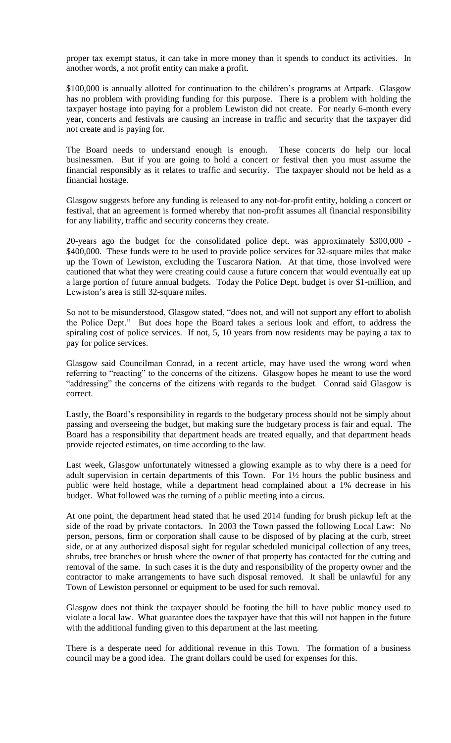proper tax exempt status, it can take in more money than it spends to conduct its activities. In another words, a not profit entity can make a profit.

$100,000 is annually allotted for continuation to the children's programs at Artpark. Glasgow has no problem with providing funding for this purpose. There is a problem with holding the taxpayer hostage into paying for a problem Lewiston did not create. For nearly 6-month every year, concerts and festivals are causing an increase in traffic and security that the taxpayer did not create and is paying for.

The Board needs to understand enough is enough. These concerts do help our local businessmen. But if you are going to hold a concert or festival then you must assume the financial responsibly as it relates to traffic and security. The taxpayer should not be held as a financial hostage.

Glasgow suggests before any funding is released to any not-for-profit entity, holding a concert or festival, that an agreement is formed whereby that non-profit assumes all financial responsibility for any liability, traffic and security concerns they create.

20-years ago the budget for the consolidated police dept. was approximately $300,000 - $400,000. These funds were to be used to provide police services for 32-square miles that make up the Town of Lewiston, excluding the Tuscarora Nation. At that time, those involved were cautioned that what they were creating could cause a future concern that would eventually eat up a large portion of future annual budgets. Today the Police Dept. budget is over $1-million, and Lewiston's area is still 32-square miles.

So not to be misunderstood, Glasgow stated, "does not, and will not support any effort to abolish the Police Dept." But does hope the Board takes a serious look and effort, to address the spiraling cost of police services. If not, 5, 10 years from now residents may be paying a tax to pay for police services.

Glasgow said Councilman Conrad, in a recent article, may have used the wrong word when referring to "reacting" to the concerns of the citizens. Glasgow hopes he meant to use the word "addressing" the concerns of the citizens with regards to the budget. Conrad said Glasgow is correct.

Lastly, the Board's responsibility in regards to the budgetary process should not be simply about passing and overseeing the budget, but making sure the budgetary process is fair and equal. The Board has a responsibility that department heads are treated equally, and that department heads provide rejected estimates, on time according to the law.

Last week, Glasgow unfortunately witnessed a glowing example as to why there is a need for adult supervision in certain departments of this Town. For 1½ hours the public business and public were held hostage, while a department head complained about a 1% decrease in his budget. What followed was the turning of a public meeting into a circus.

At one point, the department head stated that he used 2014 funding for brush pickup left at the side of the road by private contactors. In 2003 the Town passed the following Local Law: No person, persons, firm or corporation shall cause to be disposed of by placing at the curb, street side, or at any authorized disposal sight for regular scheduled municipal collection of any trees, shrubs, tree branches or brush where the owner of that property has contacted for the cutting and removal of the same. In such cases it is the duty and responsibility of the property owner and the contractor to make arrangements to have such disposal removed. It shall be unlawful for any Town of Lewiston personnel or equipment to be used for such removal.

Glasgow does not think the taxpayer should be footing the bill to have public money used to violate a local law. What guarantee does the taxpayer have that this will not happen in the future with the additional funding given to this department at the last meeting.

There is a desperate need for additional revenue in this Town. The formation of a business council may be a good idea. The grant dollars could be used for expenses for this.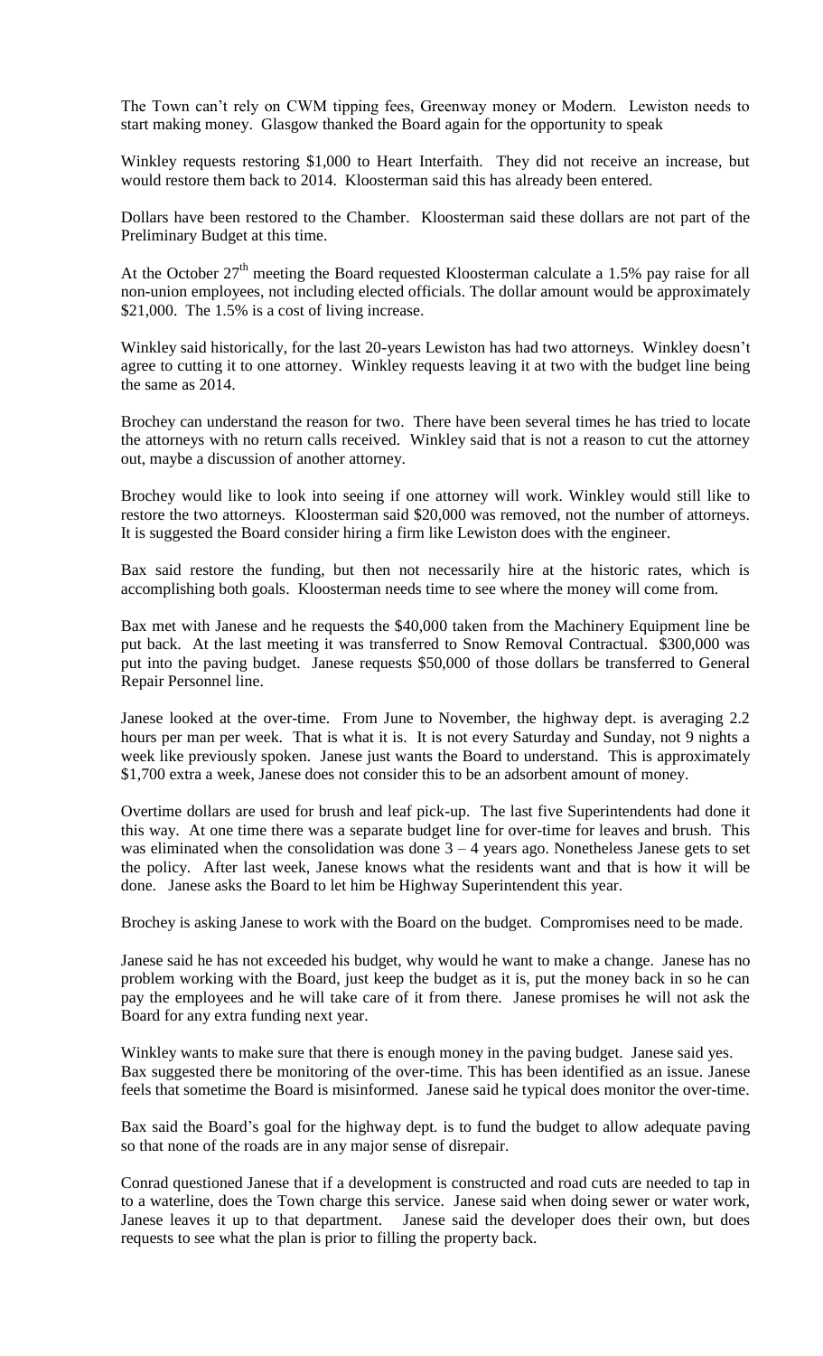The Town can't rely on CWM tipping fees, Greenway money or Modern. Lewiston needs to start making money. Glasgow thanked the Board again for the opportunity to speak

Winkley requests restoring $1,000 to Heart Interfaith. They did not receive an increase, but would restore them back to 2014. Kloosterman said this has already been entered.

Dollars have been restored to the Chamber. Kloosterman said these dollars are not part of the Preliminary Budget at this time.

At the October 27th meeting the Board requested Kloosterman calculate a 1.5% pay raise for all non-union employees, not including elected officials. The dollar amount would be approximately $21,000. The 1.5% is a cost of living increase.

Winkley said historically, for the last 20-years Lewiston has had two attorneys. Winkley doesn't agree to cutting it to one attorney. Winkley requests leaving it at two with the budget line being the same as 2014.

Brochey can understand the reason for two. There have been several times he has tried to locate the attorneys with no return calls received. Winkley said that is not a reason to cut the attorney out, maybe a discussion of another attorney.

Brochey would like to look into seeing if one attorney will work. Winkley would still like to restore the two attorneys. Kloosterman said $20,000 was removed, not the number of attorneys. It is suggested the Board consider hiring a firm like Lewiston does with the engineer.

Bax said restore the funding, but then not necessarily hire at the historic rates, which is accomplishing both goals. Kloosterman needs time to see where the money will come from.

Bax met with Janese and he requests the $40,000 taken from the Machinery Equipment line be put back. At the last meeting it was transferred to Snow Removal Contractual. $300,000 was put into the paving budget. Janese requests $50,000 of those dollars be transferred to General Repair Personnel line.

Janese looked at the over-time. From June to November, the highway dept. is averaging 2.2 hours per man per week. That is what it is. It is not every Saturday and Sunday, not 9 nights a week like previously spoken. Janese just wants the Board to understand. This is approximately $1,700 extra a week, Janese does not consider this to be an adsorbent amount of money.

Overtime dollars are used for brush and leaf pick-up. The last five Superintendents had done it this way. At one time there was a separate budget line for over-time for leaves and brush. This was eliminated when the consolidation was done 3 – 4 years ago. Nonetheless Janese gets to set the policy. After last week, Janese knows what the residents want and that is how it will be done. Janese asks the Board to let him be Highway Superintendent this year.

Brochey is asking Janese to work with the Board on the budget. Compromises need to be made.

Janese said he has not exceeded his budget, why would he want to make a change. Janese has no problem working with the Board, just keep the budget as it is, put the money back in so he can pay the employees and he will take care of it from there. Janese promises he will not ask the Board for any extra funding next year.

Winkley wants to make sure that there is enough money in the paving budget. Janese said yes. Bax suggested there be monitoring of the over-time. This has been identified as an issue. Janese feels that sometime the Board is misinformed. Janese said he typical does monitor the over-time.

Bax said the Board's goal for the highway dept. is to fund the budget to allow adequate paving so that none of the roads are in any major sense of disrepair.

Conrad questioned Janese that if a development is constructed and road cuts are needed to tap in to a waterline, does the Town charge this service. Janese said when doing sewer or water work, Janese leaves it up to that department. Janese said the developer does their own, but does requests to see what the plan is prior to filling the property back.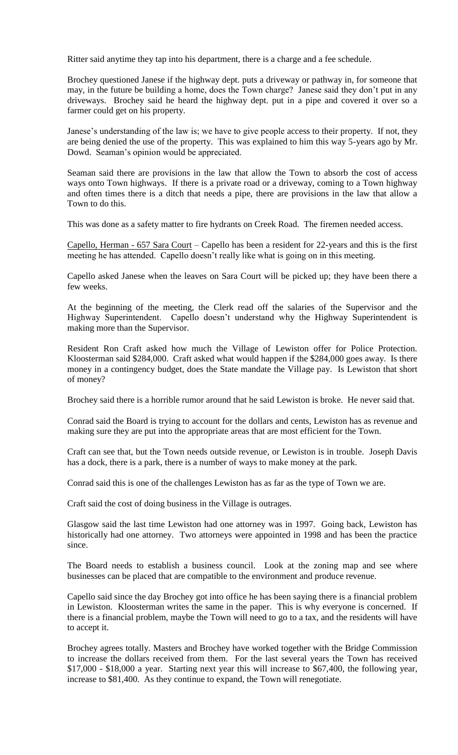Ritter said anytime they tap into his department, there is a charge and a fee schedule.

Brochey questioned Janese if the highway dept. puts a driveway or pathway in, for someone that may, in the future be building a home, does the Town charge? Janese said they don't put in any driveways. Brochey said he heard the highway dept. put in a pipe and covered it over so a farmer could get on his property.

Janese's understanding of the law is; we have to give people access to their property. If not, they are being denied the use of the property. This was explained to him this way 5-years ago by Mr. Dowd. Seaman's opinion would be appreciated.

Seaman said there are provisions in the law that allow the Town to absorb the cost of access ways onto Town highways. If there is a private road or a driveway, coming to a Town highway and often times there is a ditch that needs a pipe, there are provisions in the law that allow a Town to do this.

This was done as a safety matter to fire hydrants on Creek Road. The firemen needed access.

<u>Capello, Herman - 657 Sara Court</u> – Capello has been a resident for 22-years and this is the first meeting he has attended. Capello doesn't really like what is going on in this meeting.

Capello asked Janese when the leaves on Sara Court will be picked up; they have been there a few weeks.

At the beginning of the meeting, the Clerk read off the salaries of the Supervisor and the Highway Superintendent. Capello doesn't understand why the Highway Superintendent is making more than the Supervisor.

Resident Ron Craft asked how much the Village of Lewiston offer for Police Protection. Kloosterman said $284,000. Craft asked what would happen if the $284,000 goes away. Is there money in a contingency budget, does the State mandate the Village pay. Is Lewiston that short of money?

Brochey said there is a horrible rumor around that he said Lewiston is broke. He never said that.

Conrad said the Board is trying to account for the dollars and cents, Lewiston has as revenue and making sure they are put into the appropriate areas that are most efficient for the Town.

Craft can see that, but the Town needs outside revenue, or Lewiston is in trouble. Joseph Davis has a dock, there is a park, there is a number of ways to make money at the park.

Conrad said this is one of the challenges Lewiston has as far as the type of Town we are.

Craft said the cost of doing business in the Village is outrages.

Glasgow said the last time Lewiston had one attorney was in 1997. Going back, Lewiston has historically had one attorney. Two attorneys were appointed in 1998 and has been the practice since.

The Board needs to establish a business council. Look at the zoning map and see where businesses can be placed that are compatible to the environment and produce revenue.

Capello said since the day Brochey got into office he has been saying there is a financial problem in Lewiston. Kloosterman writes the same in the paper. This is why everyone is concerned. If there is a financial problem, maybe the Town will need to go to a tax, and the residents will have to accept it.

Brochey agrees totally. Masters and Brochey have worked together with the Bridge Commission to increase the dollars received from them. For the last several years the Town has received $17,000 - $18,000 a year. Starting next year this will increase to $67,400, the following year, increase to $81,400. As they continue to expand, the Town will renegotiate.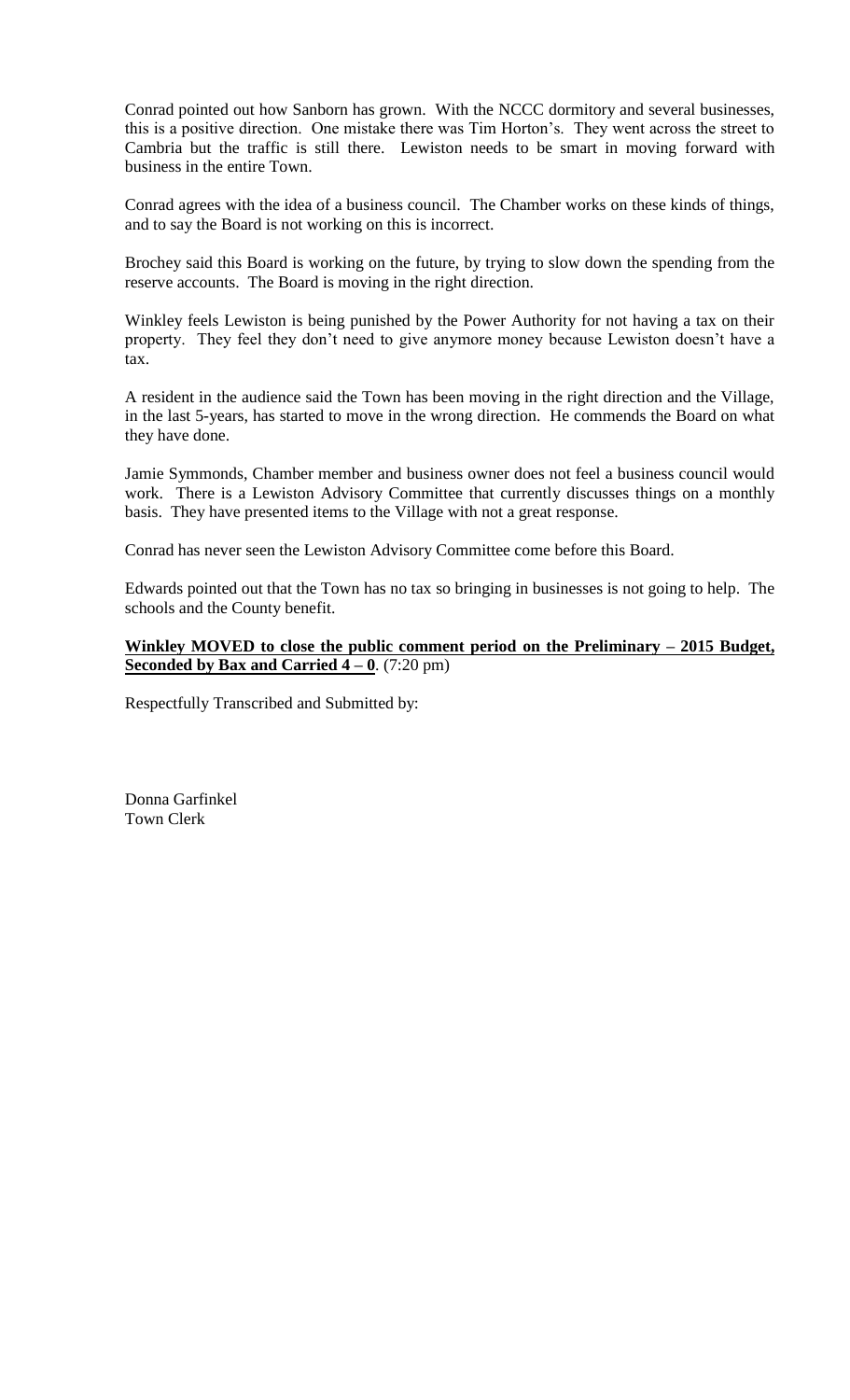Conrad pointed out how Sanborn has grown. With the NCCC dormitory and several businesses, this is a positive direction. One mistake there was Tim Horton's. They went across the street to Cambria but the traffic is still there. Lewiston needs to be smart in moving forward with business in the entire Town.

Conrad agrees with the idea of a business council. The Chamber works on these kinds of things, and to say the Board is not working on this is incorrect.

Brochey said this Board is working on the future, by trying to slow down the spending from the reserve accounts. The Board is moving in the right direction.

Winkley feels Lewiston is being punished by the Power Authority for not having a tax on their property. They feel they don't need to give anymore money because Lewiston doesn't have a tax.

A resident in the audience said the Town has been moving in the right direction and the Village, in the last 5-years, has started to move in the wrong direction. He commends the Board on what they have done.

Jamie Symmonds, Chamber member and business owner does not feel a business council would work. There is a Lewiston Advisory Committee that currently discusses things on a monthly basis. They have presented items to the Village with not a great response.

Conrad has never seen the Lewiston Advisory Committee come before this Board.

Edwards pointed out that the Town has no tax so bringing in businesses is not going to help. The schools and the County benefit.

**Winkley MOVED to close the public comment period on the Preliminary – 2015 Budget, Seconded by Bax and Carried 4 – 0**. (7:20 pm)

Respectfully Transcribed and Submitted by:

Donna Garfinkel
Town Clerk